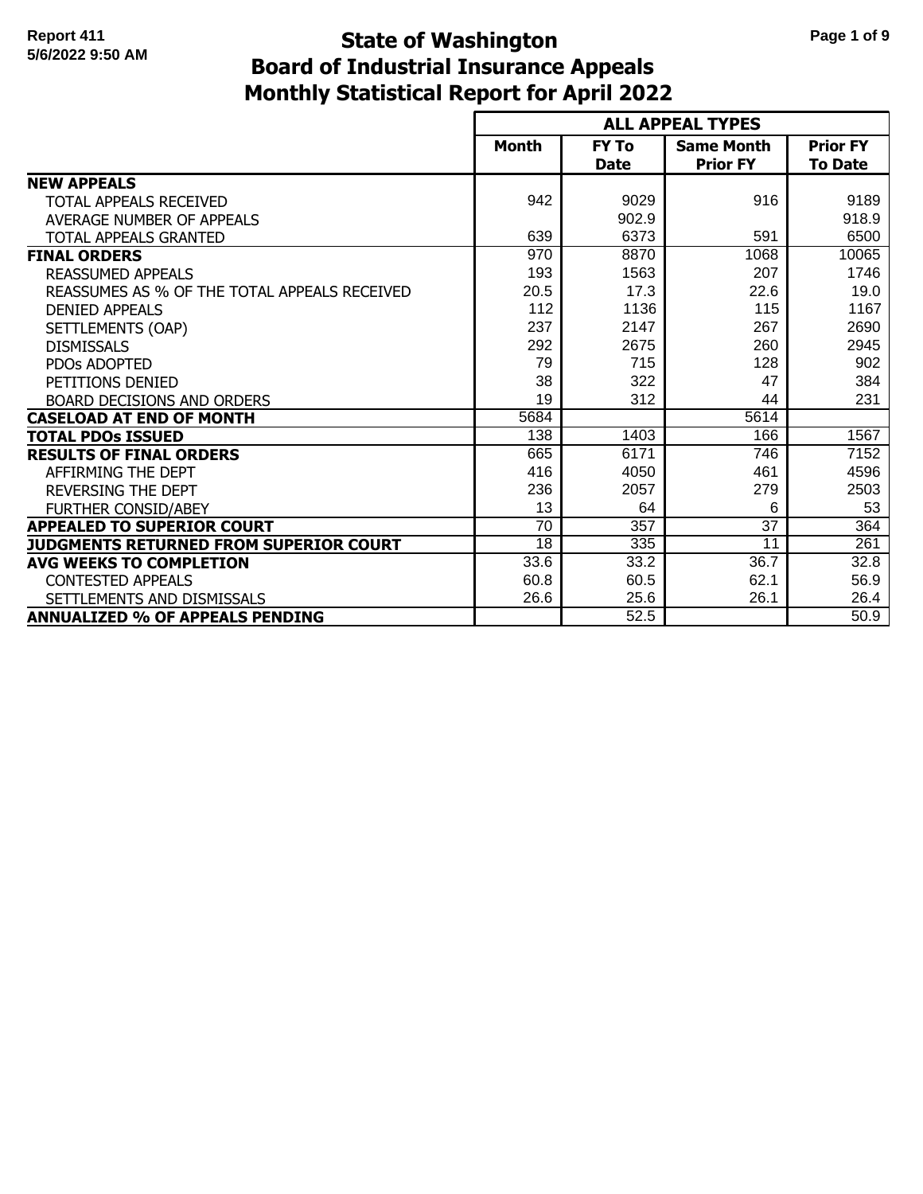Report 411
5/6/2022 9:50 AM

# State of Washington
## Board of Industrial Insurance Appeals
## Monthly Statistical Report for April 2022

| | ALL APPEAL TYPES | | | |
|---|---|---|---|---|
| | **Month** | **FY To Date** | **Same Month Prior FY** | **Prior FY To Date** |
| **NEW APPEALS** | | | | |
| TOTAL APPEALS RECEIVED | 942 | 9029 | 916 | 9189 |
| AVERAGE NUMBER OF APPEALS | | 902.9 | | 918.9 |
| TOTAL APPEALS GRANTED | 639 | 6373 | 591 | 6500 |
| **FINAL ORDERS** | 970 | 8870 | 1068 | 10065 |
| REASSUMED APPEALS | 193 | 1563 | 207 | 1746 |
| REASSUMES AS % OF THE TOTAL APPEALS RECEIVED | 20.5 | 17.3 | 22.6 | 19.0 |
| DENIED APPEALS | 112 | 1136 | 115 | 1167 |
| SETTLEMENTS (OAP) | 237 | 2147 | 267 | 2690 |
| DISMISSALS | 292 | 2675 | 260 | 2945 |
| PDOs ADOPTED | 79 | 715 | 128 | 902 |
| PETITIONS DENIED | 38 | 322 | 47 | 384 |
| BOARD DECISIONS AND ORDERS | 19 | 312 | 44 | 231 |
| **CASELOAD AT END OF MONTH** | 5684 | | 5614 | |
| **TOTAL PDOs ISSUED** | 138 | 1403 | 166 | 1567 |
| **RESULTS OF FINAL ORDERS** | 665 | 6171 | 746 | 7152 |
| AFFIRMING THE DEPT | 416 | 4050 | 461 | 4596 |
| REVERSING THE DEPT | 236 | 2057 | 279 | 2503 |
| FURTHER CONSID/ABEY | 13 | 64 | 6 | 53 |
| **APPEALED TO SUPERIOR COURT** | 70 | 357 | 37 | 364 |
| **JUDGMENTS RETURNED FROM SUPERIOR COURT** | 18 | 335 | 11 | 261 |
| **AVG WEEKS TO COMPLETION** | 33.6 | 33.2 | 36.7 | 32.8 |
| CONTESTED APPEALS | 60.8 | 60.5 | 62.1 | 56.9 |
| SETTLEMENTS AND DISMISSALS | 26.6 | 25.6 | 26.1 | 26.4 |
| **ANNUALIZED % OF APPEALS PENDING** | | 52.5 | | 50.9 |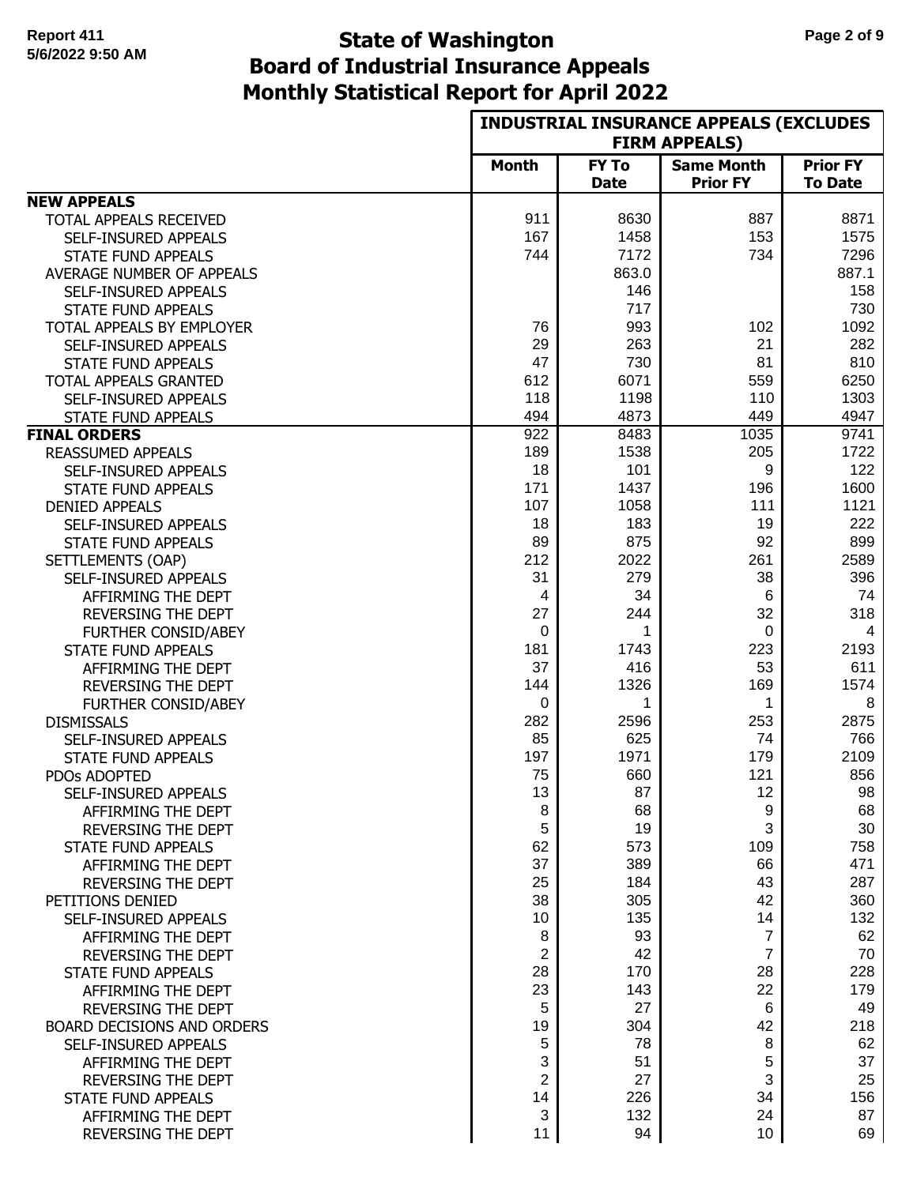# State of Washington
## Board of Industrial Insurance Appeals
## Monthly Statistical Report for April 2022

Report 411
5/6/2022 9:50 AM

| | INDUSTRIAL INSURANCE APPEALS (EXCLUDES FIRM APPEALS) | | | |
|---|---|---|---|---|
| | Month | FY To Date | Same Month Prior FY | Prior FY To Date |
| **NEW APPEALS** | | | | |
| TOTAL APPEALS RECEIVED | 911 | 8630 | 887 | 8871 |
| SELF-INSURED APPEALS | 167 | 1458 | 153 | 1575 |
| STATE FUND APPEALS | 744 | 7172 | 734 | 7296 |
| AVERAGE NUMBER OF APPEALS | | 863.0 | | 887.1 |
| SELF-INSURED APPEALS | | 146 | | 158 |
| STATE FUND APPEALS | | 717 | | 730 |
| TOTAL APPEALS BY EMPLOYER | 76 | 993 | 102 | 1092 |
| SELF-INSURED APPEALS | 29 | 263 | 21 | 282 |
| STATE FUND APPEALS | 47 | 730 | 81 | 810 |
| TOTAL APPEALS GRANTED | 612 | 6071 | 559 | 6250 |
| SELF-INSURED APPEALS | 118 | 1198 | 110 | 1303 |
| STATE FUND APPEALS | 494 | 4873 | 449 | 4947 |
| **FINAL ORDERS** | 922 | 8483 | 1035 | 9741 |
| REASSUMED APPEALS | 189 | 1538 | 205 | 1722 |
| SELF-INSURED APPEALS | 18 | 101 | 9 | 122 |
| STATE FUND APPEALS | 171 | 1437 | 196 | 1600 |
| DENIED APPEALS | 107 | 1058 | 111 | 1121 |
| SELF-INSURED APPEALS | 18 | 183 | 19 | 222 |
| STATE FUND APPEALS | 89 | 875 | 92 | 899 |
| SETTLEMENTS (OAP) | 212 | 2022 | 261 | 2589 |
| SELF-INSURED APPEALS | 31 | 279 | 38 | 396 |
| AFFIRMING THE DEPT | 4 | 34 | 6 | 74 |
| REVERSING THE DEPT | 27 | 244 | 32 | 318 |
| FURTHER CONSID/ABEY | 0 | 1 | 0 | 4 |
| STATE FUND APPEALS | 181 | 1743 | 223 | 2193 |
| AFFIRMING THE DEPT | 37 | 416 | 53 | 611 |
| REVERSING THE DEPT | 144 | 1326 | 169 | 1574 |
| FURTHER CONSID/ABEY | 0 | 1 | 1 | 8 |
| DISMISSALS | 282 | 2596 | 253 | 2875 |
| SELF-INSURED APPEALS | 85 | 625 | 74 | 766 |
| STATE FUND APPEALS | 197 | 1971 | 179 | 2109 |
| PDOs ADOPTED | 75 | 660 | 121 | 856 |
| SELF-INSURED APPEALS | 13 | 87 | 12 | 98 |
| AFFIRMING THE DEPT | 8 | 68 | 9 | 68 |
| REVERSING THE DEPT | 5 | 19 | 3 | 30 |
| STATE FUND APPEALS | 62 | 573 | 109 | 758 |
| AFFIRMING THE DEPT | 37 | 389 | 66 | 471 |
| REVERSING THE DEPT | 25 | 184 | 43 | 287 |
| PETITIONS DENIED | 38 | 305 | 42 | 360 |
| SELF-INSURED APPEALS | 10 | 135 | 14 | 132 |
| AFFIRMING THE DEPT | 8 | 93 | 7 | 62 |
| REVERSING THE DEPT | 2 | 42 | 7 | 70 |
| STATE FUND APPEALS | 28 | 170 | 28 | 228 |
| AFFIRMING THE DEPT | 23 | 143 | 22 | 179 |
| REVERSING THE DEPT | 5 | 27 | 6 | 49 |
| BOARD DECISIONS AND ORDERS | 19 | 304 | 42 | 218 |
| SELF-INSURED APPEALS | 5 | 78 | 8 | 62 |
| AFFIRMING THE DEPT | 3 | 51 | 5 | 37 |
| REVERSING THE DEPT | 2 | 27 | 3 | 25 |
| STATE FUND APPEALS | 14 | 226 | 34 | 156 |
| AFFIRMING THE DEPT | 3 | 132 | 24 | 87 |
| REVERSING THE DEPT | 11 | 94 | 10 | 69 |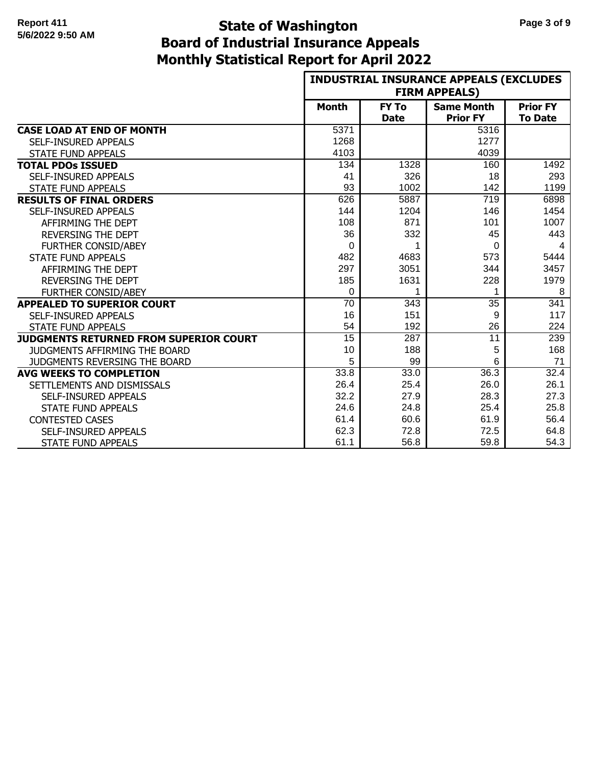# State of Washington
# Board of Industrial Insurance Appeals
# Monthly Statistical Report for April 2022

| | INDUSTRIAL INSURANCE APPEALS (EXCLUDES FIRM APPEALS) | | | |
|---|---|---|---|---|
| | **Month** | **FY To Date** | **Same Month Prior FY** | **Prior FY To Date** |
| **CASE LOAD AT END OF MONTH** | 5371 | | 5316 | |
| SELF-INSURED APPEALS | 1268 | | 1277 | |
| STATE FUND APPEALS | 4103 | | 4039 | |
| **TOTAL PDOs ISSUED** | 134 | 1328 | 160 | 1492 |
| SELF-INSURED APPEALS | 41 | 326 | 18 | 293 |
| STATE FUND APPEALS | 93 | 1002 | 142 | 1199 |
| **RESULTS OF FINAL ORDERS** | 626 | 5887 | 719 | 6898 |
| SELF-INSURED APPEALS | 144 | 1204 | 146 | 1454 |
| AFFIRMING THE DEPT | 108 | 871 | 101 | 1007 |
| REVERSING THE DEPT | 36 | 332 | 45 | 443 |
| FURTHER CONSID/ABEY | 0 | 1 | 0 | 4 |
| STATE FUND APPEALS | 482 | 4683 | 573 | 5444 |
| AFFIRMING THE DEPT | 297 | 3051 | 344 | 3457 |
| REVERSING THE DEPT | 185 | 1631 | 228 | 1979 |
| FURTHER CONSID/ABEY | 0 | 1 | 1 | 8 |
| **APPEALED TO SUPERIOR COURT** | 70 | 343 | 35 | 341 |
| SELF-INSURED APPEALS | 16 | 151 | 9 | 117 |
| STATE FUND APPEALS | 54 | 192 | 26 | 224 |
| **JUDGMENTS RETURNED FROM SUPERIOR COURT** | 15 | 287 | 11 | 239 |
| JUDGMENTS AFFIRMING THE BOARD | 10 | 188 | 5 | 168 |
| JUDGMENTS REVERSING THE BOARD | 5 | 99 | 6 | 71 |
| **AVG WEEKS TO COMPLETION** | 33.8 | 33.0 | 36.3 | 32.4 |
| SETTLEMENTS AND DISMISSALS | 26.4 | 25.4 | 26.0 | 26.1 |
| SELF-INSURED APPEALS | 32.2 | 27.9 | 28.3 | 27.3 |
| STATE FUND APPEALS | 24.6 | 24.8 | 25.4 | 25.8 |
| CONTESTED CASES | 61.4 | 60.6 | 61.9 | 56.4 |
| SELF-INSURED APPEALS | 62.3 | 72.8 | 72.5 | 64.8 |
| STATE FUND APPEALS | 61.1 | 56.8 | 59.8 | 54.3 |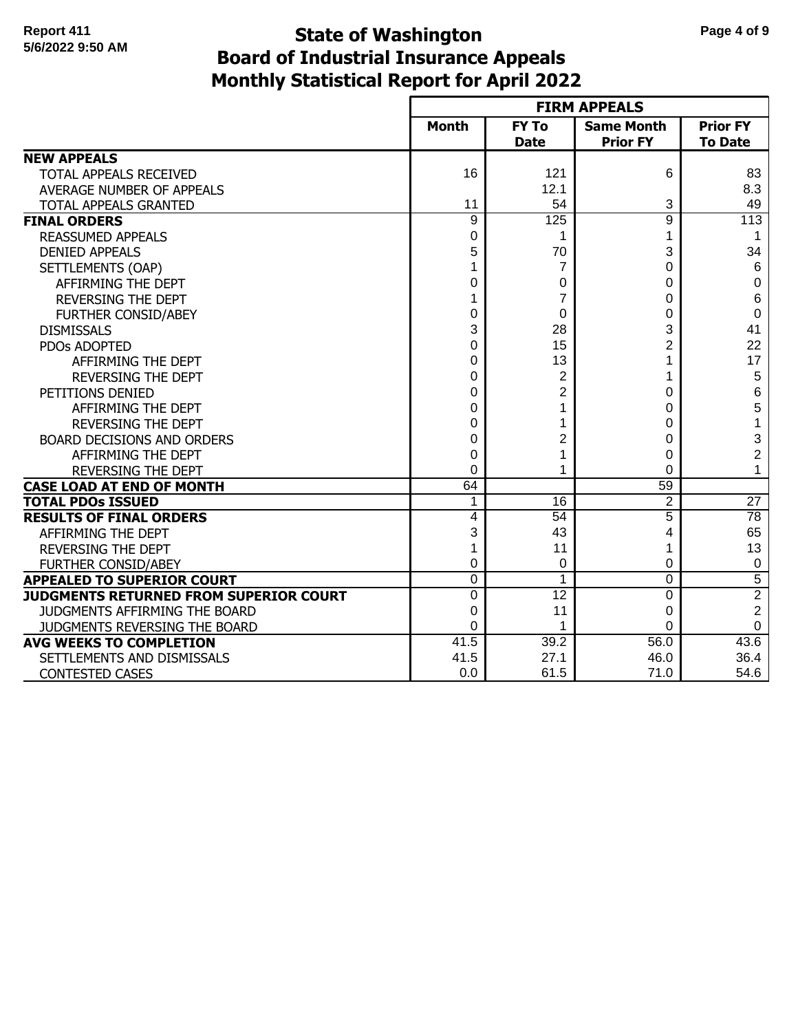# State of Washington
# Board of Industrial Insurance Appeals
# Monthly Statistical Report for April 2022

Report 411
5/6/2022 9:50 AM

| | FIRM APPEALS | | | |
|---|---|---|---|---|
| | **Month** | **FY To Date** | **Same Month Prior FY** | **Prior FY To Date** |
| **NEW APPEALS** | | | | |
| TOTAL APPEALS RECEIVED | 16 | 121 | 6 | 83 |
| AVERAGE NUMBER OF APPEALS | | 12.1 | | 8.3 |
| TOTAL APPEALS GRANTED | 11 | 54 | 3 | 49 |
| **FINAL ORDERS** | 9 | 125 | 9 | 113 |
| REASSUMED APPEALS | 0 | 1 | 1 | 1 |
| DENIED APPEALS | 5 | 70 | 3 | 34 |
| SETTLEMENTS (OAP) | 1 | 7 | 0 | 6 |
| AFFIRMING THE DEPT | 0 | 0 | 0 | 0 |
| REVERSING THE DEPT | 1 | 7 | 0 | 6 |
| FURTHER CONSID/ABEY | 0 | 0 | 0 | 0 |
| DISMISSALS | 3 | 28 | 3 | 41 |
| PDOs ADOPTED | 0 | 15 | 2 | 22 |
| AFFIRMING THE DEPT | 0 | 13 | 1 | 17 |
| REVERSING THE DEPT | 0 | 2 | 1 | 5 |
| PETITIONS DENIED | 0 | 2 | 0 | 6 |
| AFFIRMING THE DEPT | 0 | 1 | 0 | 5 |
| REVERSING THE DEPT | 0 | 1 | 0 | 1 |
| BOARD DECISIONS AND ORDERS | 0 | 2 | 0 | 3 |
| AFFIRMING THE DEPT | 0 | 1 | 0 | 2 |
| REVERSING THE DEPT | 0 | 1 | 0 | 1 |
| **CASE LOAD AT END OF MONTH** | 64 | | 59 | |
| **TOTAL PDOs ISSUED** | 1 | 16 | 2 | 27 |
| **RESULTS OF FINAL ORDERS** | 4 | 54 | 5 | 78 |
| AFFIRMING THE DEPT | 3 | 43 | 4 | 65 |
| REVERSING THE DEPT | 1 | 11 | 1 | 13 |
| FURTHER CONSID/ABEY | 0 | 0 | 0 | 0 |
| **APPEALED TO SUPERIOR COURT** | 0 | 1 | 0 | 5 |
| **JUDGMENTS RETURNED FROM SUPERIOR COURT** | 0 | 12 | 0 | 2 |
| JUDGMENTS AFFIRMING THE BOARD | 0 | 11 | 0 | 2 |
| JUDGMENTS REVERSING THE BOARD | 0 | 1 | 0 | 0 |
| **AVG WEEKS TO COMPLETION** | 41.5 | 39.2 | 56.0 | 43.6 |
| SETTLEMENTS AND DISMISSALS | 41.5 | 27.1 | 46.0 | 36.4 |
| CONTESTED CASES | 0.0 | 61.5 | 71.0 | 54.6 |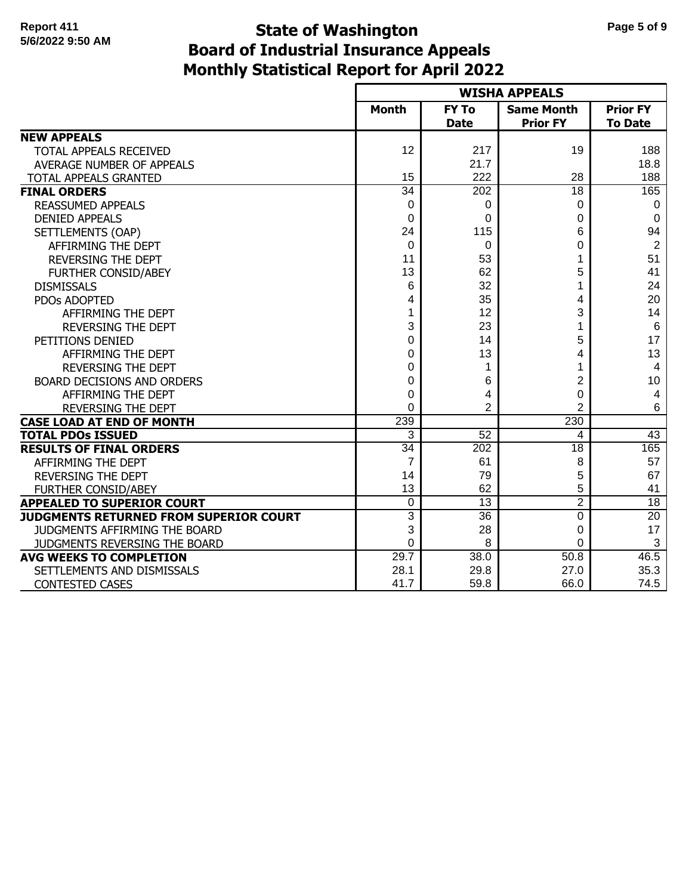# State of Washington
# Board of Industrial Insurance Appeals
# Monthly Statistical Report for April 2022

Report 411
5/6/2022 9:50 AM

| | WISHA APPEALS | | | |
|---|---|---|---|---|
| | **Month** | **FY To Date** | **Same Month Prior FY** | **Prior FY To Date** |
| **NEW APPEALS** | | | | |
| TOTAL APPEALS RECEIVED | 12 | 217 | 19 | 188 |
| AVERAGE NUMBER OF APPEALS | | 21.7 | | 18.8 |
| TOTAL APPEALS GRANTED | 15 | 222 | 28 | 188 |
| **FINAL ORDERS** | 34 | 202 | 18 | 165 |
| REASSUMED APPEALS | 0 | 0 | 0 | 0 |
| DENIED APPEALS | 0 | 0 | 0 | 0 |
| SETTLEMENTS (OAP) | 24 | 115 | 6 | 94 |
| AFFIRMING THE DEPT | 0 | 0 | 0 | 2 |
| REVERSING THE DEPT | 11 | 53 | 1 | 51 |
| FURTHER CONSID/ABEY | 13 | 62 | 5 | 41 |
| DISMISSALS | 6 | 32 | 1 | 24 |
| PDOs ADOPTED | 4 | 35 | 4 | 20 |
| AFFIRMING THE DEPT | 1 | 12 | 3 | 14 |
| REVERSING THE DEPT | 3 | 23 | 1 | 6 |
| PETITIONS DENIED | 0 | 14 | 5 | 17 |
| AFFIRMING THE DEPT | 0 | 13 | 4 | 13 |
| REVERSING THE DEPT | 0 | 1 | 1 | 4 |
| BOARD DECISIONS AND ORDERS | 0 | 6 | 2 | 10 |
| AFFIRMING THE DEPT | 0 | 4 | 0 | 4 |
| REVERSING THE DEPT | 0 | 2 | 2 | 6 |
| **CASE LOAD AT END OF MONTH** | 239 | | 230 | |
| **TOTAL PDOs ISSUED** | 3 | 52 | 4 | 43 |
| **RESULTS OF FINAL ORDERS** | 34 | 202 | 18 | 165 |
| AFFIRMING THE DEPT | 7 | 61 | 8 | 57 |
| REVERSING THE DEPT | 14 | 79 | 5 | 67 |
| FURTHER CONSID/ABEY | 13 | 62 | 5 | 41 |
| **APPEALED TO SUPERIOR COURT** | 0 | 13 | 2 | 18 |
| **JUDGMENTS RETURNED FROM SUPERIOR COURT** | 3 | 36 | 0 | 20 |
| JUDGMENTS AFFIRMING THE BOARD | 3 | 28 | 0 | 17 |
| JUDGMENTS REVERSING THE BOARD | 0 | 8 | 0 | 3 |
| **AVG WEEKS TO COMPLETION** | 29.7 | 38.0 | 50.8 | 46.5 |
| SETTLEMENTS AND DISMISSALS | 28.1 | 29.8 | 27.0 | 35.3 |
| CONTESTED CASES | 41.7 | 59.8 | 66.0 | 74.5 |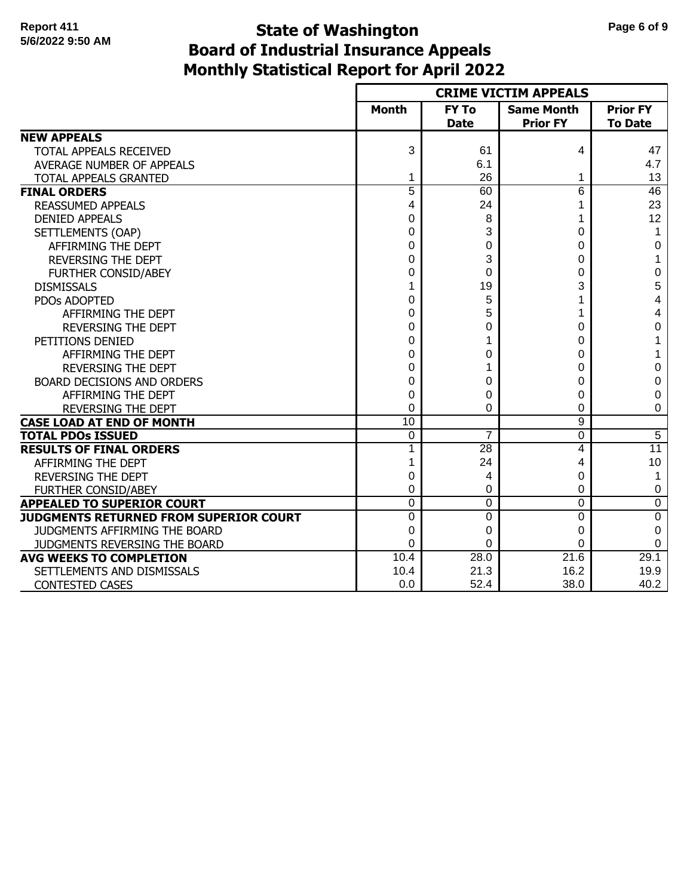# State of Washington
## Board of Industrial Insurance Appeals
## Monthly Statistical Report for April 2022

Report 411
5/6/2022 9:50 AM

| | CRIME VICTIM APPEALS | | | |
|---|---|---|---|---|
| | **Month** | **FY To Date** | **Same Month Prior FY** | **Prior FY To Date** |
| **NEW APPEALS** | | | | |
| TOTAL APPEALS RECEIVED | 3 | 61 | 4 | 47 |
| AVERAGE NUMBER OF APPEALS | | 6.1 | | 4.7 |
| TOTAL APPEALS GRANTED | 1 | 26 | 1 | 13 |
| **FINAL ORDERS** | 5 | 60 | 6 | 46 |
| REASSUMED APPEALS | 4 | 24 | 1 | 23 |
| DENIED APPEALS | 0 | 8 | 1 | 12 |
| SETTLEMENTS (OAP) | 0 | 3 | 0 | 1 |
| AFFIRMING THE DEPT | 0 | 0 | 0 | 0 |
| REVERSING THE DEPT | 0 | 3 | 0 | 1 |
| FURTHER CONSID/ABEY | 0 | 0 | 0 | 0 |
| DISMISSALS | 1 | 19 | 3 | 5 |
| PDOs ADOPTED | 0 | 5 | 1 | 4 |
| AFFIRMING THE DEPT | 0 | 5 | 1 | 4 |
| REVERSING THE DEPT | 0 | 0 | 0 | 0 |
| PETITIONS DENIED | 0 | 1 | 0 | 1 |
| AFFIRMING THE DEPT | 0 | 0 | 0 | 1 |
| REVERSING THE DEPT | 0 | 1 | 0 | 0 |
| BOARD DECISIONS AND ORDERS | 0 | 0 | 0 | 0 |
| AFFIRMING THE DEPT | 0 | 0 | 0 | 0 |
| REVERSING THE DEPT | 0 | 0 | 0 | 0 |
| **CASE LOAD AT END OF MONTH** | 10 | | 9 | |
| **TOTAL PDOs ISSUED** | 0 | 7 | 0 | 5 |
| **RESULTS OF FINAL ORDERS** | 1 | 28 | 4 | 11 |
| AFFIRMING THE DEPT | 1 | 24 | 4 | 10 |
| REVERSING THE DEPT | 0 | 4 | 0 | 1 |
| FURTHER CONSID/ABEY | 0 | 0 | 0 | 0 |
| **APPEALED TO SUPERIOR COURT** | 0 | 0 | 0 | 0 |
| **JUDGMENTS RETURNED FROM SUPERIOR COURT** | 0 | 0 | 0 | 0 |
| JUDGMENTS AFFIRMING THE BOARD | 0 | 0 | 0 | 0 |
| JUDGMENTS REVERSING THE BOARD | 0 | 0 | 0 | 0 |
| **AVG WEEKS TO COMPLETION** | 10.4 | 28.0 | 21.6 | 29.1 |
| SETTLEMENTS AND DISMISSALS | 10.4 | 21.3 | 16.2 | 19.9 |
| CONTESTED CASES | 0.0 | 52.4 | 38.0 | 40.2 |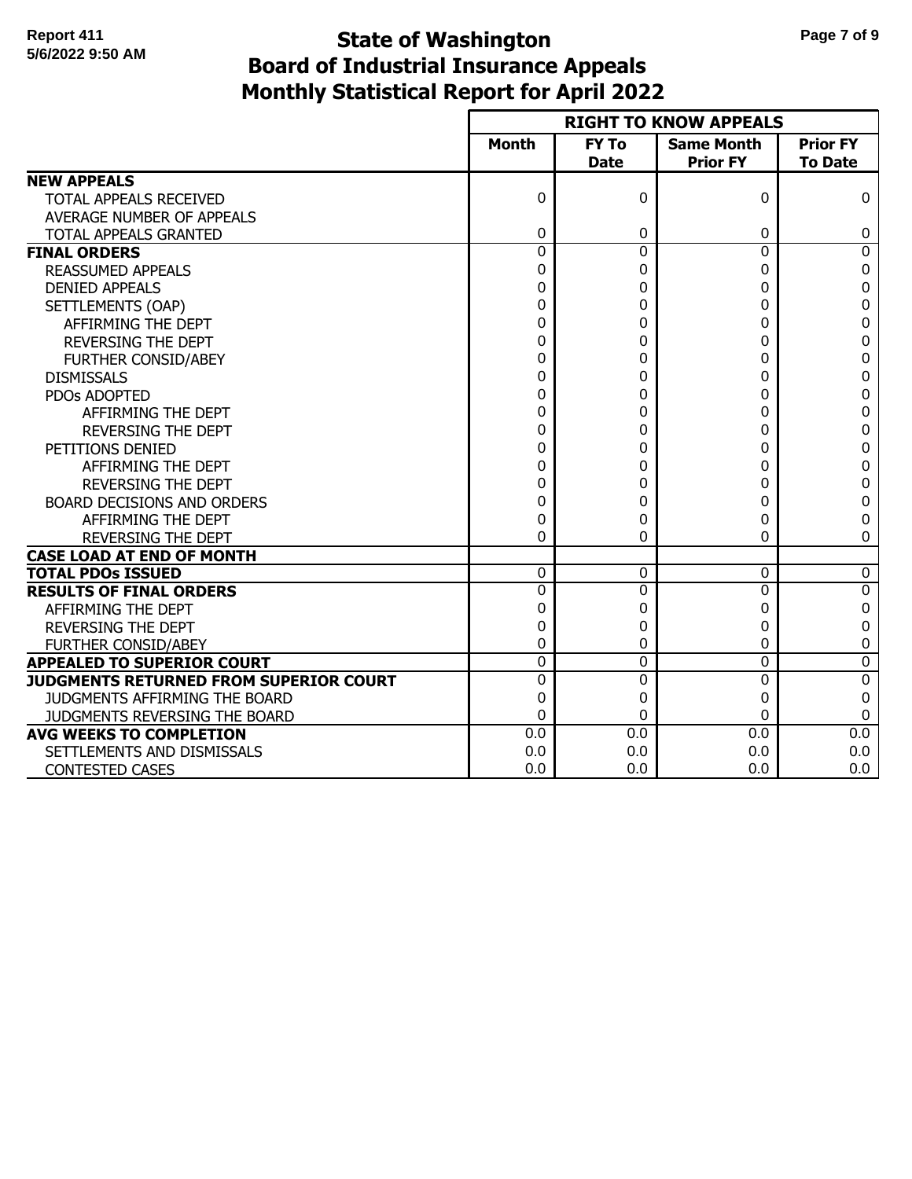Report 411
5/6/2022 9:50 AM

# State of Washington
## Board of Industrial Insurance Appeals
## Monthly Statistical Report for April 2022

| | RIGHT TO KNOW APPEALS | | | |
|---|---|---|---|---|
| | **Month** | **FY To Date** | **Same Month Prior FY** | **Prior FY To Date** |
| **NEW APPEALS** | | | | |
| TOTAL APPEALS RECEIVED | 0 | 0 | 0 | 0 |
| AVERAGE NUMBER OF APPEALS | | | | |
| TOTAL APPEALS GRANTED | 0 | 0 | 0 | 0 |
| **FINAL ORDERS** | 0 | 0 | 0 | 0 |
| REASSUMED APPEALS | 0 | 0 | 0 | 0 |
| DENIED APPEALS | 0 | 0 | 0 | 0 |
| SETTLEMENTS (OAP) | 0 | 0 | 0 | 0 |
| AFFIRMING THE DEPT | 0 | 0 | 0 | 0 |
| REVERSING THE DEPT | 0 | 0 | 0 | 0 |
| FURTHER CONSID/ABEY | 0 | 0 | 0 | 0 |
| DISMISSALS | 0 | 0 | 0 | 0 |
| PDOs ADOPTED | 0 | 0 | 0 | 0 |
| AFFIRMING THE DEPT | 0 | 0 | 0 | 0 |
| REVERSING THE DEPT | 0 | 0 | 0 | 0 |
| PETITIONS DENIED | 0 | 0 | 0 | 0 |
| AFFIRMING THE DEPT | 0 | 0 | 0 | 0 |
| REVERSING THE DEPT | 0 | 0 | 0 | 0 |
| BOARD DECISIONS AND ORDERS | 0 | 0 | 0 | 0 |
| AFFIRMING THE DEPT | 0 | 0 | 0 | 0 |
| REVERSING THE DEPT | 0 | 0 | 0 | 0 |
| **CASE LOAD AT END OF MONTH** | | | | |
| **TOTAL PDOs ISSUED** | 0 | 0 | 0 | 0 |
| **RESULTS OF FINAL ORDERS** | 0 | 0 | 0 | 0 |
| AFFIRMING THE DEPT | 0 | 0 | 0 | 0 |
| REVERSING THE DEPT | 0 | 0 | 0 | 0 |
| FURTHER CONSID/ABEY | 0 | 0 | 0 | 0 |
| **APPEALED TO SUPERIOR COURT** | 0 | 0 | 0 | 0 |
| **JUDGMENTS RETURNED FROM SUPERIOR COURT** | 0 | 0 | 0 | 0 |
| JUDGMENTS AFFIRMING THE BOARD | 0 | 0 | 0 | 0 |
| JUDGMENTS REVERSING THE BOARD | 0 | 0 | 0 | 0 |
| **AVG WEEKS TO COMPLETION** | 0.0 | 0.0 | 0.0 | 0.0 |
| SETTLEMENTS AND DISMISSALS | 0.0 | 0.0 | 0.0 | 0.0 |
| CONTESTED CASES | 0.0 | 0.0 | 0.0 | 0.0 |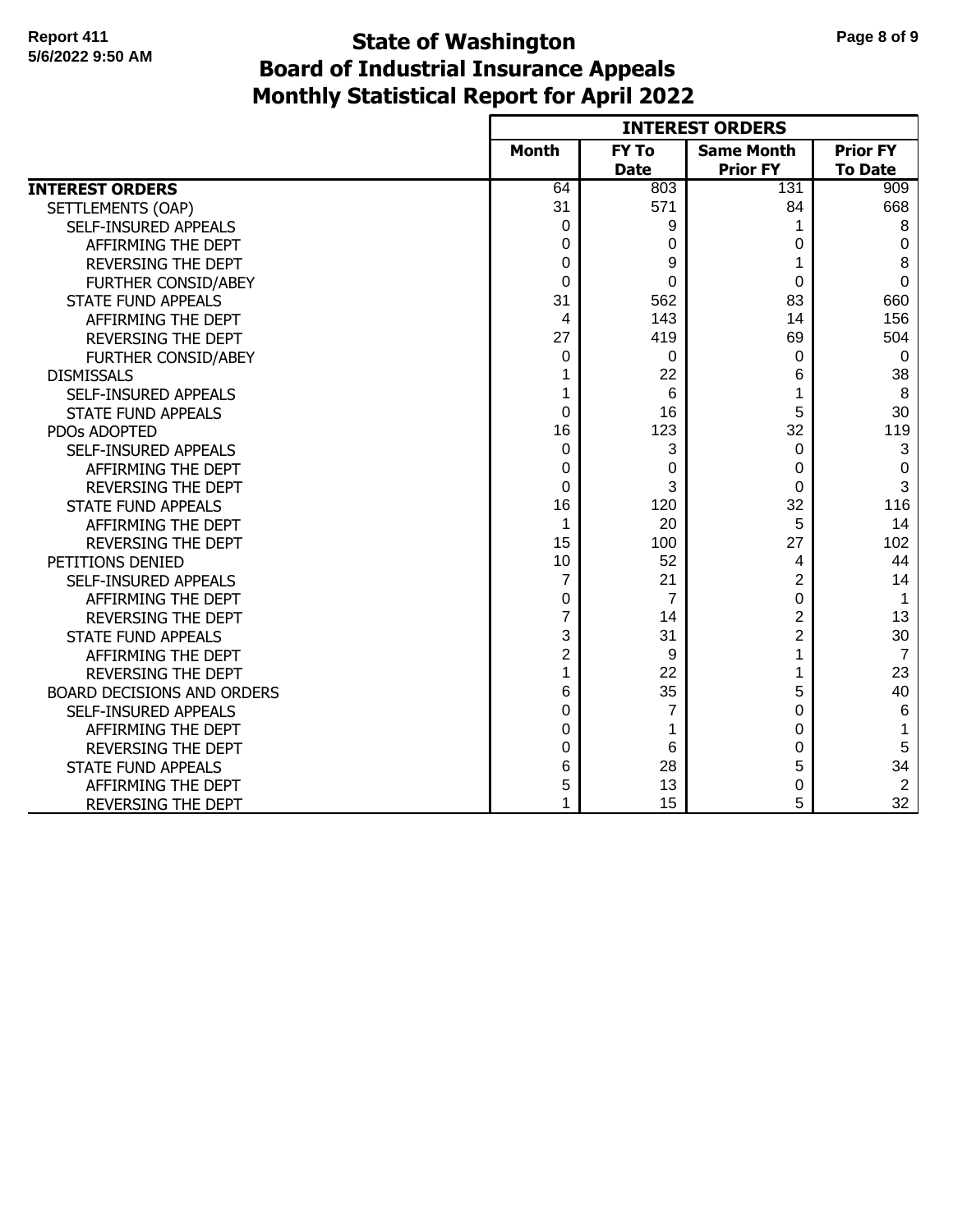# State of Washington
# Board of Industrial Insurance Appeals
# Monthly Statistical Report for April 2022

Report 411
5/6/2022 9:50 AM

| | INTEREST ORDERS | | | |
|---|---|---|---|---|
| | Month | FY To Date | Same Month Prior FY | Prior FY To Date |
| **INTEREST ORDERS** | 64 | 803 | 131 | 909 |
| SETTLEMENTS (OAP) | 31 | 571 | 84 | 668 |
| SELF-INSURED APPEALS | 0 | 9 | 1 | 8 |
| AFFIRMING THE DEPT | 0 | 0 | 0 | 0 |
| REVERSING THE DEPT | 0 | 9 | 1 | 8 |
| FURTHER CONSID/ABEY | 0 | 0 | 0 | 0 |
| STATE FUND APPEALS | 31 | 562 | 83 | 660 |
| AFFIRMING THE DEPT | 4 | 143 | 14 | 156 |
| REVERSING THE DEPT | 27 | 419 | 69 | 504 |
| FURTHER CONSID/ABEY | 0 | 0 | 0 | 0 |
| DISMISSALS | 1 | 22 | 6 | 38 |
| SELF-INSURED APPEALS | 1 | 6 | 1 | 8 |
| STATE FUND APPEALS | 0 | 16 | 5 | 30 |
| PDOs ADOPTED | 16 | 123 | 32 | 119 |
| SELF-INSURED APPEALS | 0 | 3 | 0 | 3 |
| AFFIRMING THE DEPT | 0 | 0 | 0 | 0 |
| REVERSING THE DEPT | 0 | 3 | 0 | 3 |
| STATE FUND APPEALS | 16 | 120 | 32 | 116 |
| AFFIRMING THE DEPT | 1 | 20 | 5 | 14 |
| REVERSING THE DEPT | 15 | 100 | 27 | 102 |
| PETITIONS DENIED | 10 | 52 | 4 | 44 |
| SELF-INSURED APPEALS | 7 | 21 | 2 | 14 |
| AFFIRMING THE DEPT | 0 | 7 | 0 | 1 |
| REVERSING THE DEPT | 7 | 14 | 2 | 13 |
| STATE FUND APPEALS | 3 | 31 | 2 | 30 |
| AFFIRMING THE DEPT | 2 | 9 | 1 | 7 |
| REVERSING THE DEPT | 1 | 22 | 1 | 23 |
| BOARD DECISIONS AND ORDERS | 6 | 35 | 5 | 40 |
| SELF-INSURED APPEALS | 0 | 7 | 0 | 6 |
| AFFIRMING THE DEPT | 0 | 1 | 0 | 1 |
| REVERSING THE DEPT | 0 | 6 | 0 | 5 |
| STATE FUND APPEALS | 6 | 28 | 5 | 34 |
| AFFIRMING THE DEPT | 5 | 13 | 0 | 2 |
| REVERSING THE DEPT | 1 | 15 | 5 | 32 |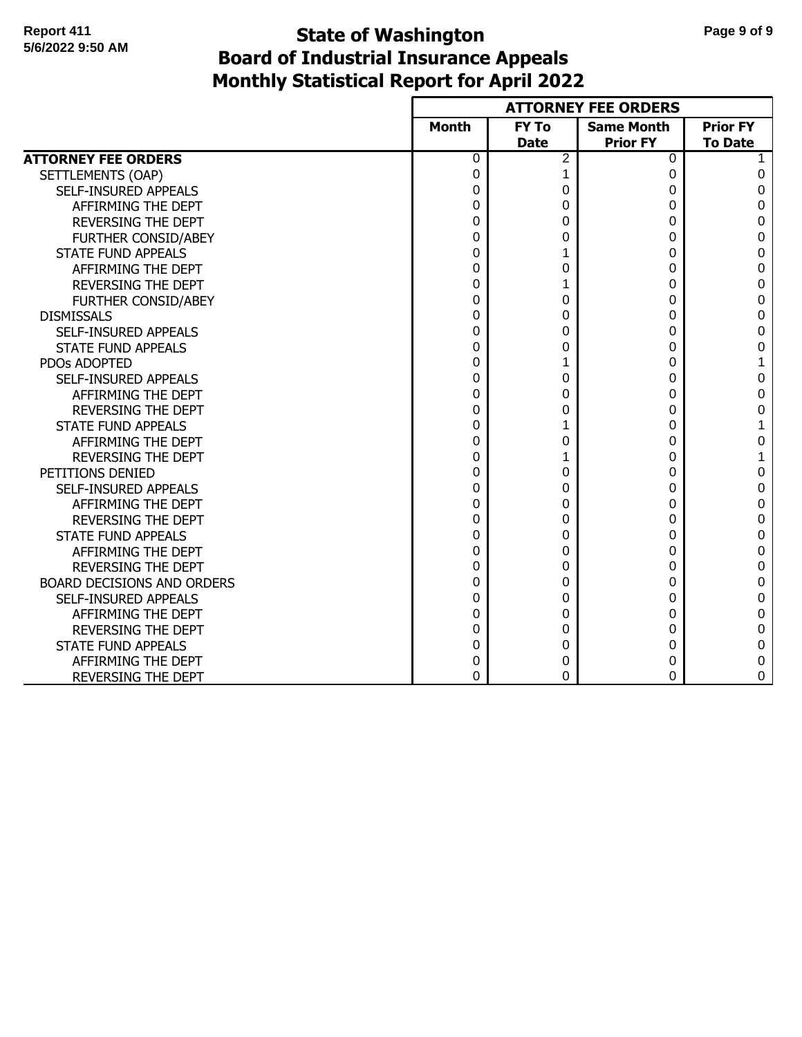# State of Washington
# Board of Industrial Insurance Appeals
# Monthly Statistical Report for April 2022

Report 411
5/6/2022 9:50 AM

| | ATTORNEY FEE ORDERS | | | |
|---|---|---|---|---|
| | Month | FY To Date | Same Month Prior FY | Prior FY To Date |
| **ATTORNEY FEE ORDERS** | 0 | 2 | 0 | 1 |
| SETTLEMENTS (OAP) | 0 | 1 | 0 | 0 |
| SELF-INSURED APPEALS | 0 | 0 | 0 | 0 |
| AFFIRMING THE DEPT | 0 | 0 | 0 | 0 |
| REVERSING THE DEPT | 0 | 0 | 0 | 0 |
| FURTHER CONSID/ABEY | 0 | 0 | 0 | 0 |
| STATE FUND APPEALS | 0 | 1 | 0 | 0 |
| AFFIRMING THE DEPT | 0 | 0 | 0 | 0 |
| REVERSING THE DEPT | 0 | 1 | 0 | 0 |
| FURTHER CONSID/ABEY | 0 | 0 | 0 | 0 |
| DISMISSALS | 0 | 0 | 0 | 0 |
| SELF-INSURED APPEALS | 0 | 0 | 0 | 0 |
| STATE FUND APPEALS | 0 | 0 | 0 | 0 |
| PDOs ADOPTED | 0 | 1 | 0 | 1 |
| SELF-INSURED APPEALS | 0 | 0 | 0 | 0 |
| AFFIRMING THE DEPT | 0 | 0 | 0 | 0 |
| REVERSING THE DEPT | 0 | 0 | 0 | 0 |
| STATE FUND APPEALS | 0 | 1 | 0 | 1 |
| AFFIRMING THE DEPT | 0 | 0 | 0 | 0 |
| REVERSING THE DEPT | 0 | 1 | 0 | 1 |
| PETITIONS DENIED | 0 | 0 | 0 | 0 |
| SELF-INSURED APPEALS | 0 | 0 | 0 | 0 |
| AFFIRMING THE DEPT | 0 | 0 | 0 | 0 |
| REVERSING THE DEPT | 0 | 0 | 0 | 0 |
| STATE FUND APPEALS | 0 | 0 | 0 | 0 |
| AFFIRMING THE DEPT | 0 | 0 | 0 | 0 |
| REVERSING THE DEPT | 0 | 0 | 0 | 0 |
| BOARD DECISIONS AND ORDERS | 0 | 0 | 0 | 0 |
| SELF-INSURED APPEALS | 0 | 0 | 0 | 0 |
| AFFIRMING THE DEPT | 0 | 0 | 0 | 0 |
| REVERSING THE DEPT | 0 | 0 | 0 | 0 |
| STATE FUND APPEALS | 0 | 0 | 0 | 0 |
| AFFIRMING THE DEPT | 0 | 0 | 0 | 0 |
| REVERSING THE DEPT | 0 | 0 | 0 | 0 |